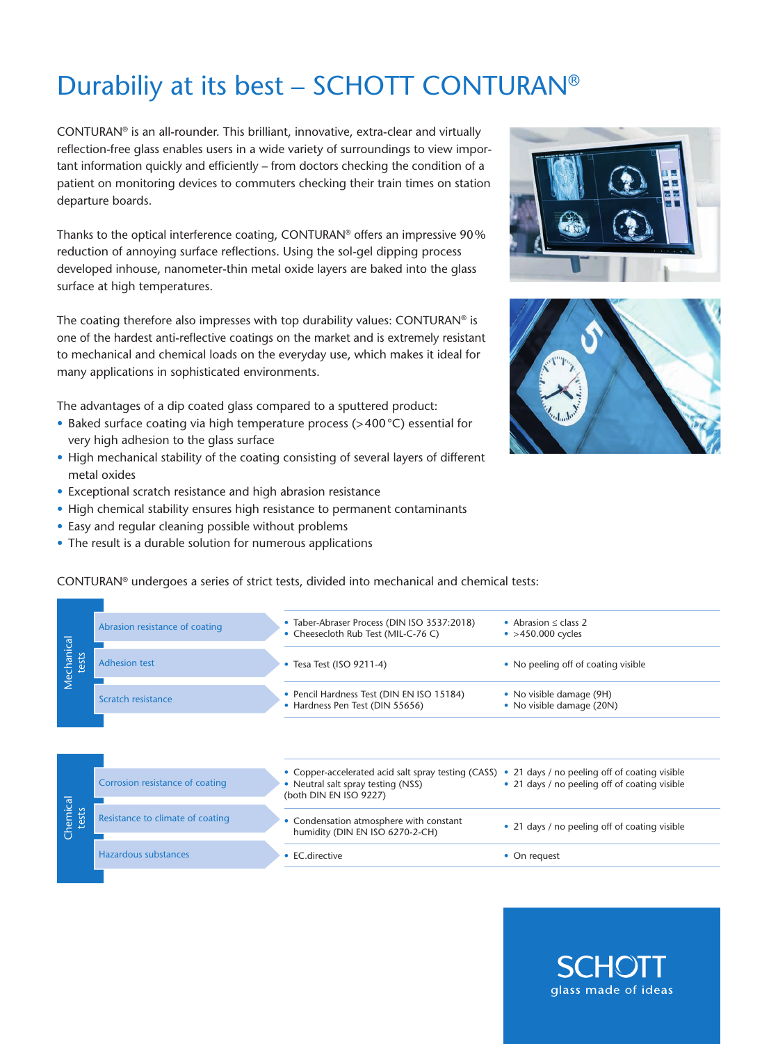# Durabiliy at its best – SCHOTT CONTURAN®

CONTURAN® is an all-rounder. This brilliant, innovative, extra-clear and virtually reflection-free glass enables users in a wide variety of surroundings to view important information quickly and efficiently – from doctors checking the condition of a patient on monitoring devices to commuters checking their train times on station departure boards.

Thanks to the optical interference coating, CONTURAN® offers an impressive 90 % reduction of annoying surface reflections. Using the sol-gel dipping process developed inhouse, nanometer-thin metal oxide layers are baked into the glass surface at high temperatures.

The coating therefore also impresses with top durability values: CONTURAN® is one of the hardest anti-reflective coatings on the market and is extremely resistant to mechanical and chemical loads on the everyday use, which makes it ideal for many applications in sophisticated environments.

The advantages of a dip coated glass compared to a sputtered product:

- Baked surface coating via high temperature process (>400 °C) essential for very high adhesion to the glass surface
- High mechanical stability of the coating consisting of several layers of different metal oxides
- Exceptional scratch resistance and high abrasion resistance
- High chemical stability ensures high resistance to permanent contaminants
- Easy and regular cleaning possible without problems
- The result is a durable solution for numerous applications

CONTURAN® undergoes a series of strict tests, divided into mechanical and chemical tests:

| | Test | Method | Result |
|---|---|---|---|
| Mechanical tests | Abrasion resistance of coating | • Taber-Abraser Process (DIN ISO 3537:2018)<br>• Cheesecloth Rub Test (MIL-C-76 C) | • Abrasion ≤ class 2<br>• >450.000 cycles |
| | Adhesion test | • Tesa Test (ISO 9211-4) | • No peeling off of coating visible |
| | Scratch resistance | • Pencil Hardness Test (DIN EN ISO 15184)<br>• Hardness Pen Test (DIN 55656) | • No visible damage (9H)<br>• No visible damage (20N) |
| Chemical tests | Corrosion resistance of coating | • Copper-accelerated acid salt spray testing (CASS)<br>• Neutral salt spray testing (NSS)<br>(both DIN EN ISO 9227) | • 21 days / no peeling off of coating visible<br>• 21 days / no peeling off of coating visible |
| | Resistance to climate of coating | • Condensation atmosphere with constant humidity (DIN EN ISO 6270-2-CH) | • 21 days / no peeling off of coating visible |
| | Hazardous substances | • EC.directive | • On request |

SCHOTT
glass made of ideas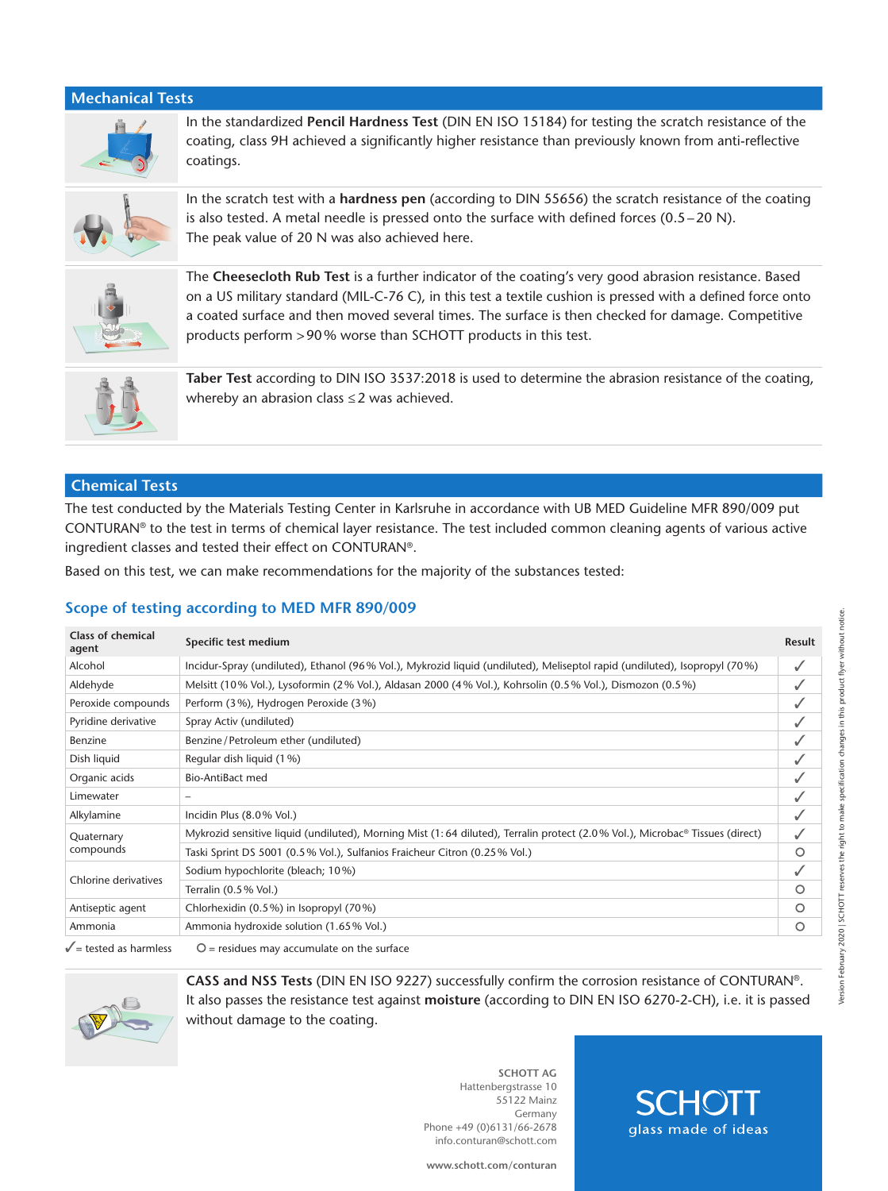## Mechanical Tests

In the standardized **Pencil Hardness Test** (DIN EN ISO 15184) for testing the scratch resistance of the coating, class 9H achieved a significantly higher resistance than previously known from anti-reflective coatings.

In the scratch test with a **hardness pen** (according to DIN 55656) the scratch resistance of the coating is also tested. A metal needle is pressed onto the surface with defined forces (0.5 – 20 N). The peak value of 20 N was also achieved here.

The **Cheesecloth Rub Test** is a further indicator of the coating's very good abrasion resistance. Based on a US military standard (MIL-C-76 C), in this test a textile cushion is pressed with a defined force onto a coated surface and then moved several times. The surface is then checked for damage. Competitive products perform > 90 % worse than SCHOTT products in this test.

**Taber Test** according to DIN ISO 3537:2018 is used to determine the abrasion resistance of the coating, whereby an abrasion class ≤ 2 was achieved.

## Chemical Tests

The test conducted by the Materials Testing Center in Karlsruhe in accordance with UB MED Guideline MFR 890/009 put CONTURAN® to the test in terms of chemical layer resistance. The test included common cleaning agents of various active ingredient classes and tested their effect on CONTURAN®.

Based on this test, we can make recommendations for the majority of the substances tested:

### Scope of testing according to MED MFR 890/009

| Class of chemical agent | Specific test medium | Result |
|---|---|---|
| Alcohol | Incidur-Spray (undiluted), Ethanol (96 % Vol.), Mykrozid liquid (undiluted), Meliseptol rapid (undiluted), Isopropyl (70 %) | ✓ |
| Aldehyde | Melsitt (10 % Vol.), Lysoformin (2 % Vol.), Aldasan 2000 (4 % Vol.), Kohrsolin (0.5 % Vol.), Dismozon (0.5 %) | ✓ |
| Peroxide compounds | Perform (3 %), Hydrogen Peroxide (3 %) | ✓ |
| Pyridine derivative | Spray Activ (undiluted) | ✓ |
| Benzine | Benzine / Petroleum ether (undiluted) | ✓ |
| Dish liquid | Regular dish liquid (1 %) | ✓ |
| Organic acids | Bio-AntiBact med | ✓ |
| Limewater | – | ✓ |
| Alkylamine | Incidin Plus (8.0 % Vol.) | ✓ |
| Quaternary compounds | Mykrozid sensitive liquid (undiluted), Morning Mist (1: 64 diluted), Terralin protect (2.0 % Vol.), Microbac® Tissues (direct) | ✓ |
| | Taski Sprint DS 5001 (0.5 % Vol.), Sulfanios Fraicheur Citron (0.25 % Vol.) | O |
| Chlorine derivatives | Sodium hypochlorite (bleach; 10 %) | ✓ |
| | Terralin (0.5 % Vol.) | O |
| Antiseptic agent | Chlorhexidin (0.5 %) in Isopropyl (70 %) | O |
| Ammonia | Ammonia hydroxide solution (1.65 % Vol.) | O |

✓ = tested as harmless  O = residues may accumulate on the surface

**CASS and NSS Tests** (DIN EN ISO 9227) successfully confirm the corrosion resistance of CONTURAN®. It also passes the resistance test against **moisture** (according to DIN EN ISO 6270-2-CH), i.e. it is passed without damage to the coating.

**SCHOTT AG**
Hattenbergstrasse 10
55122 Mainz
Germany
Phone +49 (0)6131/66-2678
info.conturan@schott.com

www.schott.com/conturan

SCHOTT
glass made of ideas

Version February 2020 | SCHOTT reserves the right to make specification changes in this product flyer without notice.